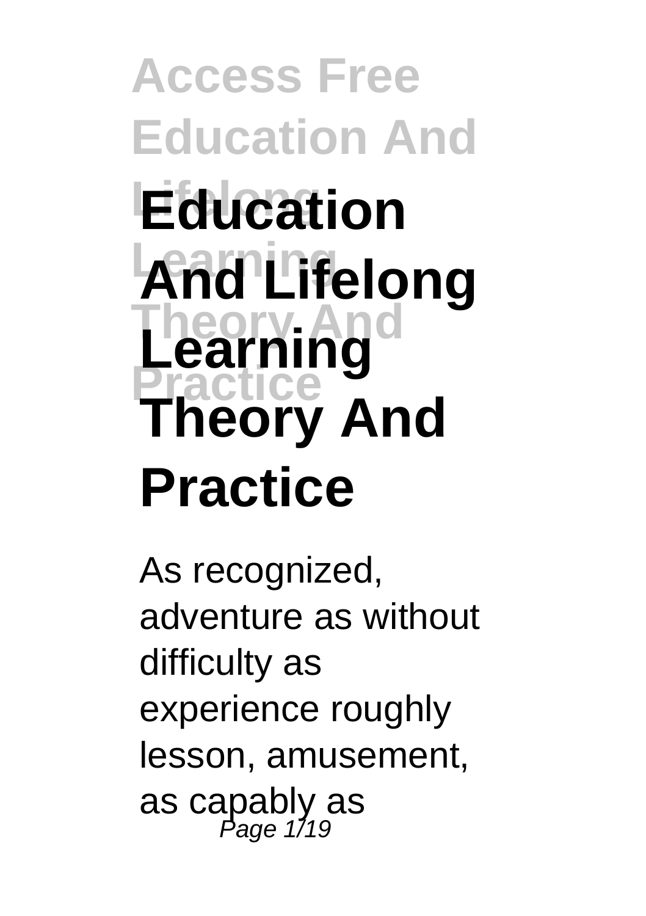# Education And Lifelong Learning Theory And Practice

As recognized, adventure as without difficulty as experience roughly lesson, amusement, as capably as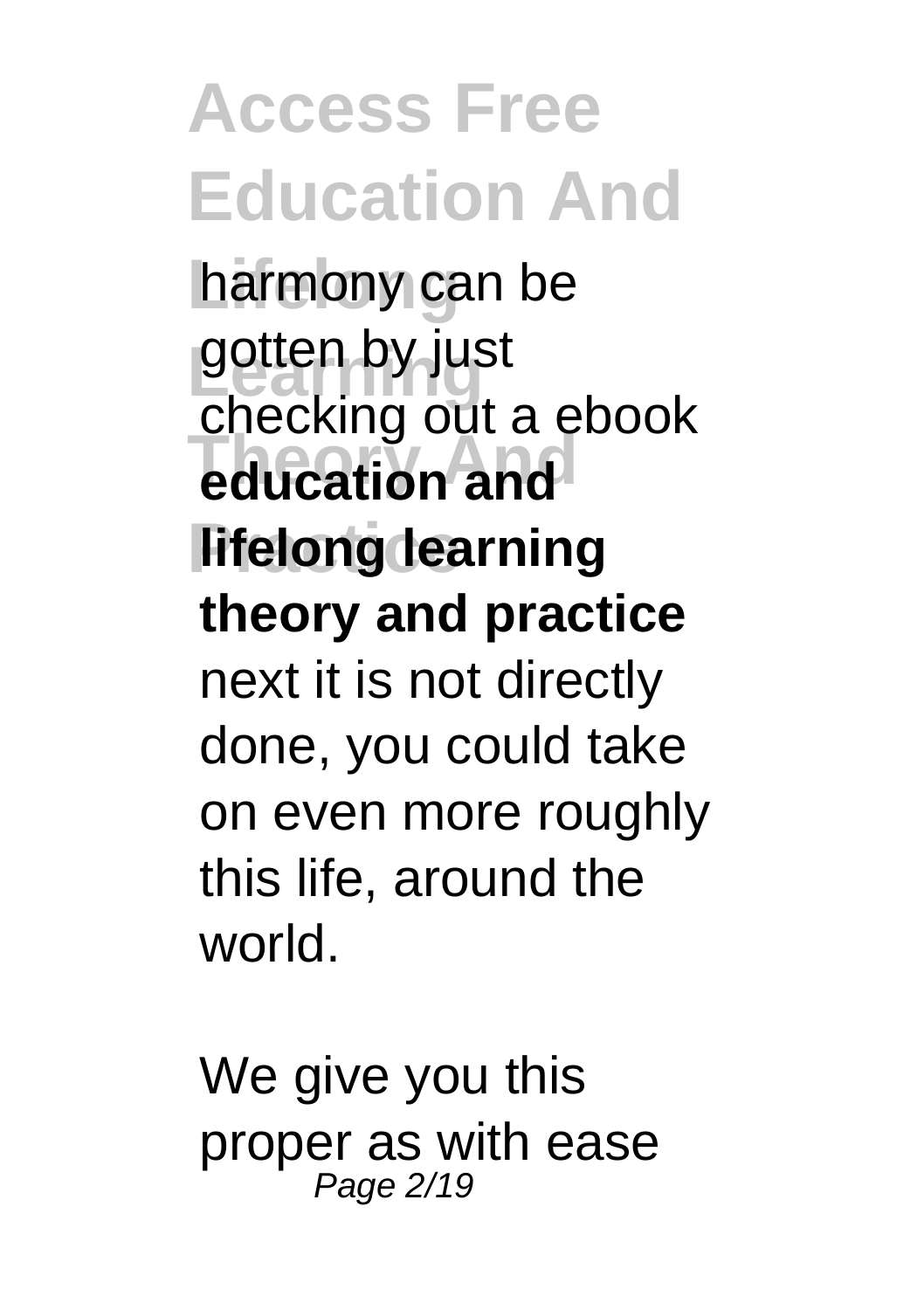harmony can be gotten by just checking out a ebook **education and lifelong learning theory and practice** next it is not directly done, you could take on even more roughly this life, around the world.

We give you this proper as with ease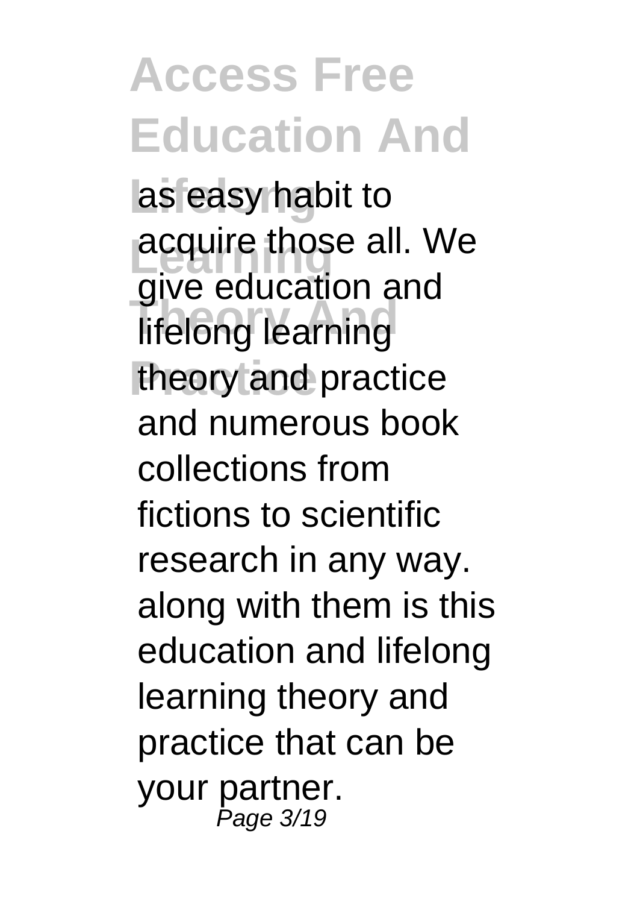as easy habit to acquire those all. We give education and lifelong learning theory and practice and numerous book collections from fictions to scientific research in any way. along with them is this education and lifelong learning theory and practice that can be your partner.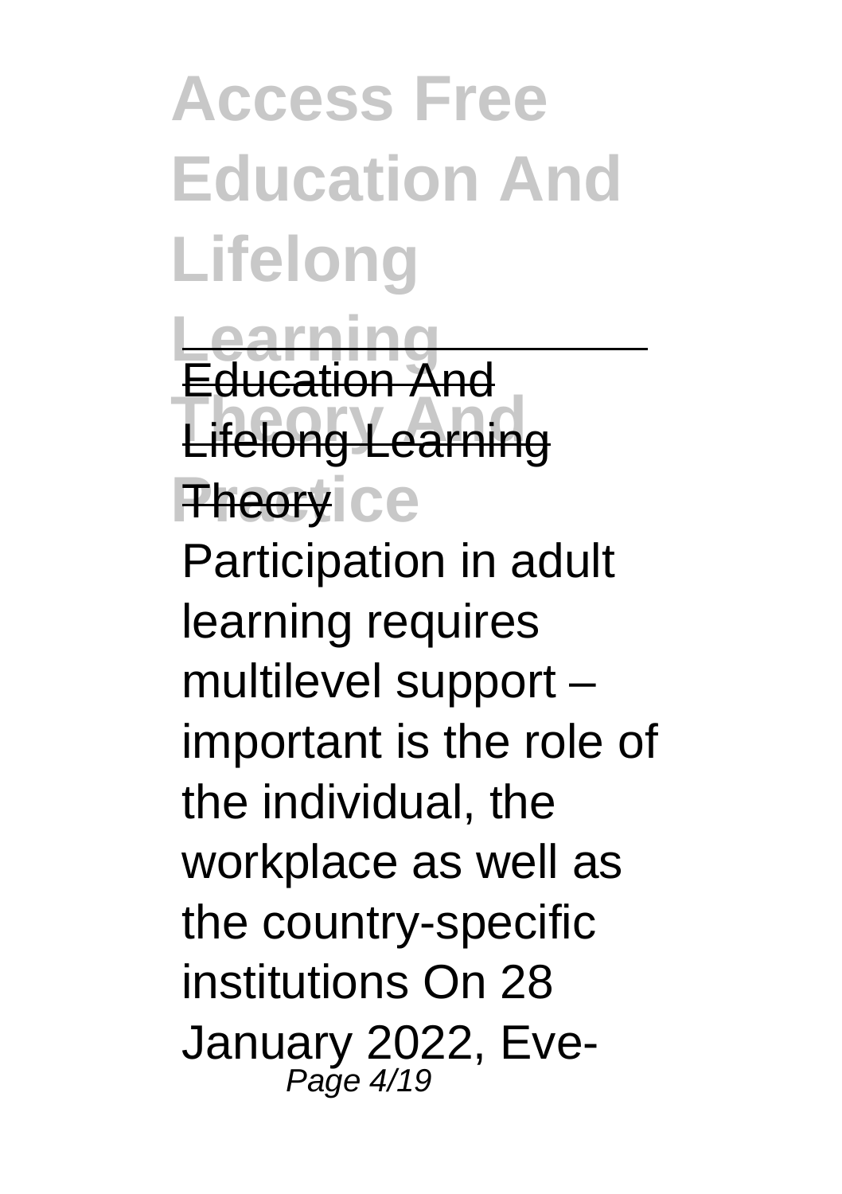Education And Lifelong Learning Theory

Participation in adult learning requires multilevel support – important is the role of the individual, the workplace as well as the country-specific institutions On 28 January 2022, Eve-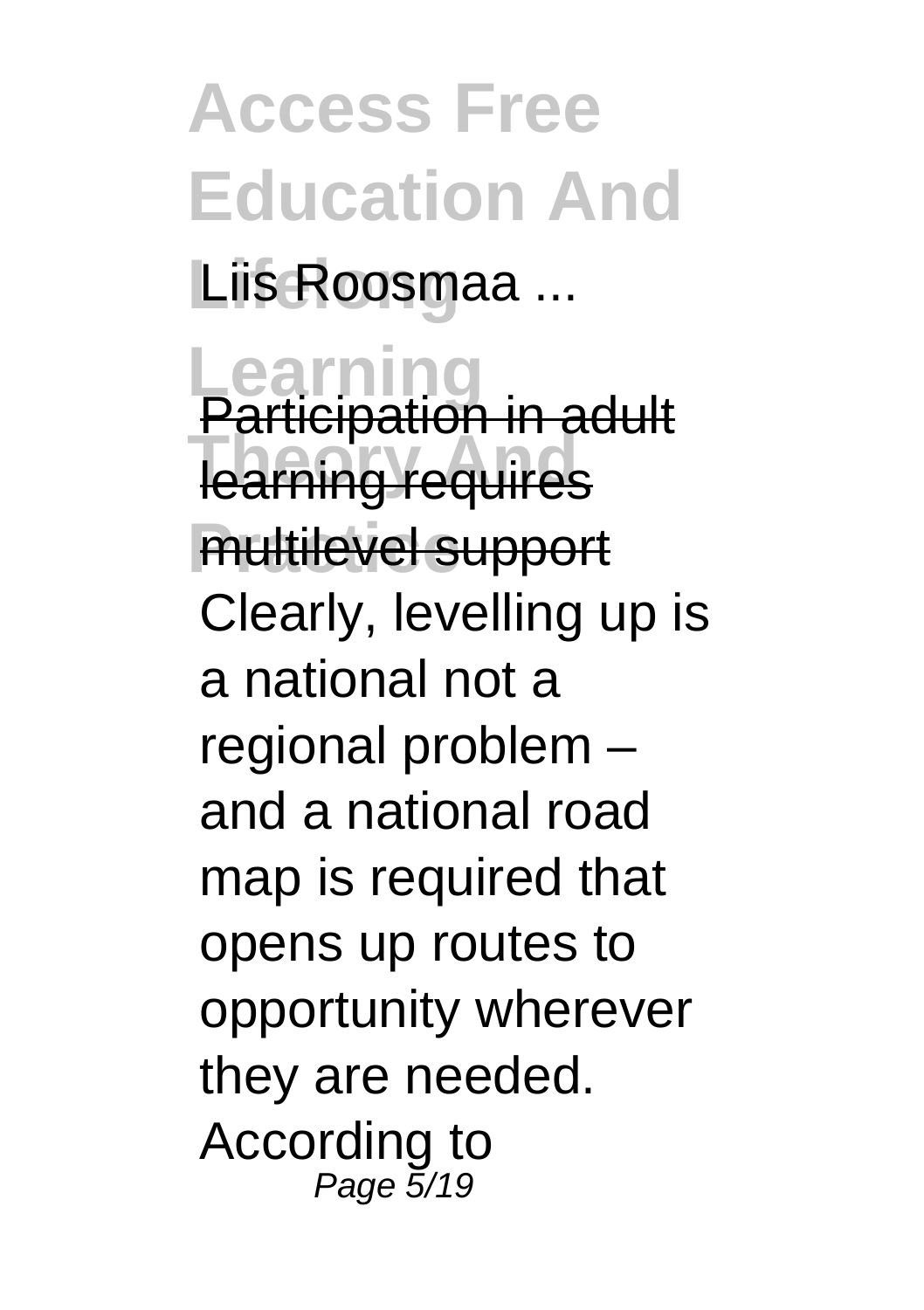Liis Roosmaa ...

Participation in adult learning requires multilevel support

Clearly, levelling up is a national not a regional problem – and a national road map is required that opens up routes to opportunity wherever they are needed. According to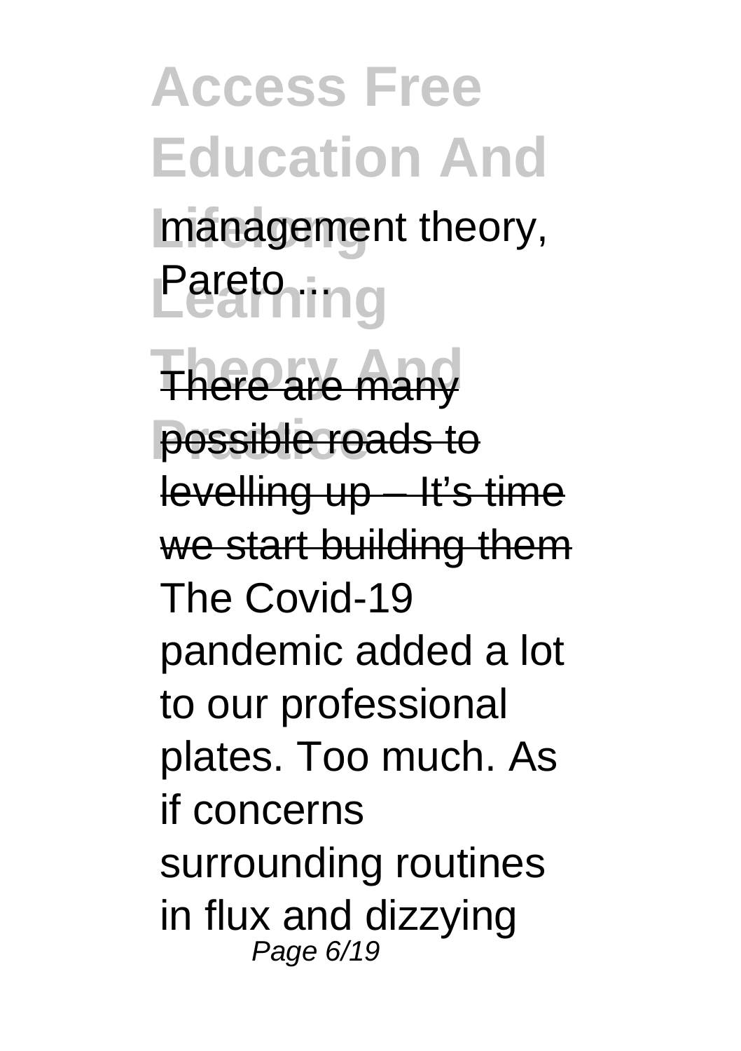management theory, Pareto ...

There are many possible roads to levelling up – It's time we start building them

The Covid-19 pandemic added a lot to our professional plates. Too much. As if concerns surrounding routines in flux and dizzying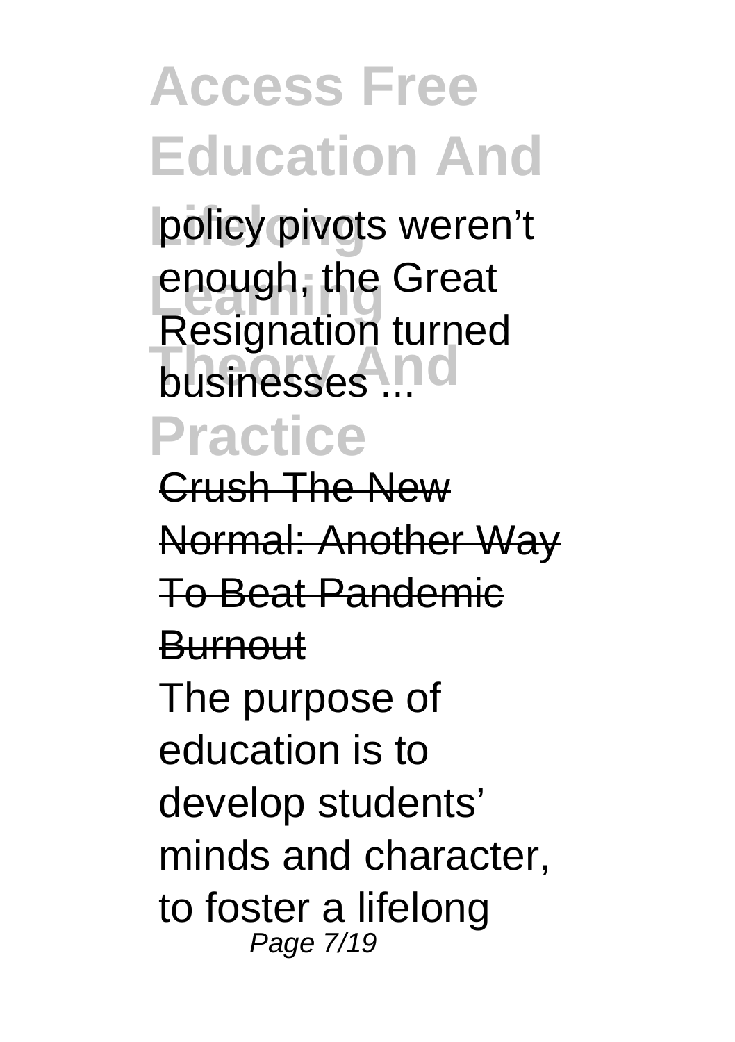policy pivots weren't enough, the Great Resignation turned businesses ...

Crush The New Normal: Another Way To Beat Pandemic Burnout

The purpose of education is to develop students' minds and character, to foster a lifelong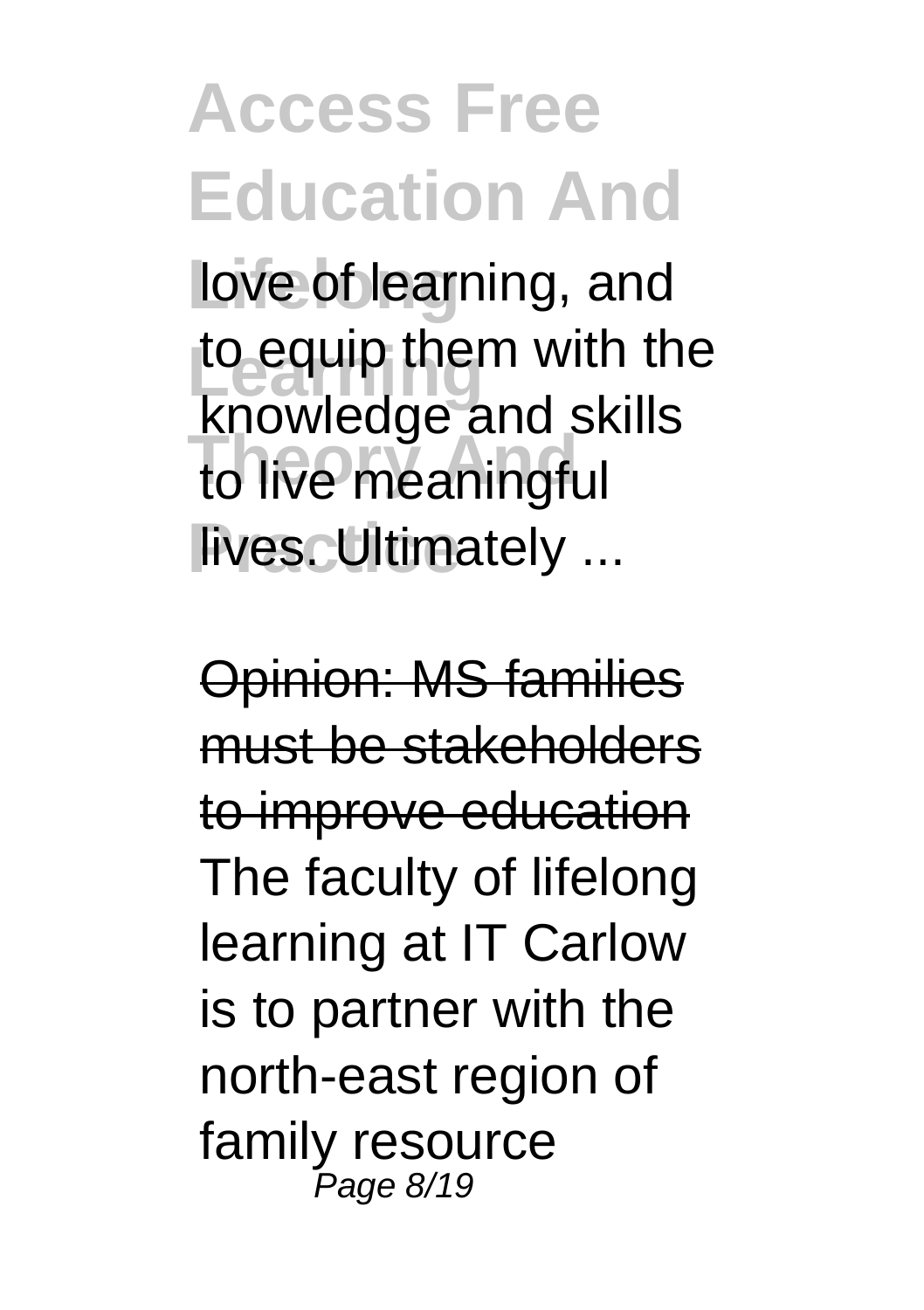love of learning, and to equip them with the knowledge and skills to live meaningful lives. Ultimately ...

Opinion: MS families must be stakeholders to improve education

The faculty of lifelong learning at IT Carlow is to partner with the north-east region of family resource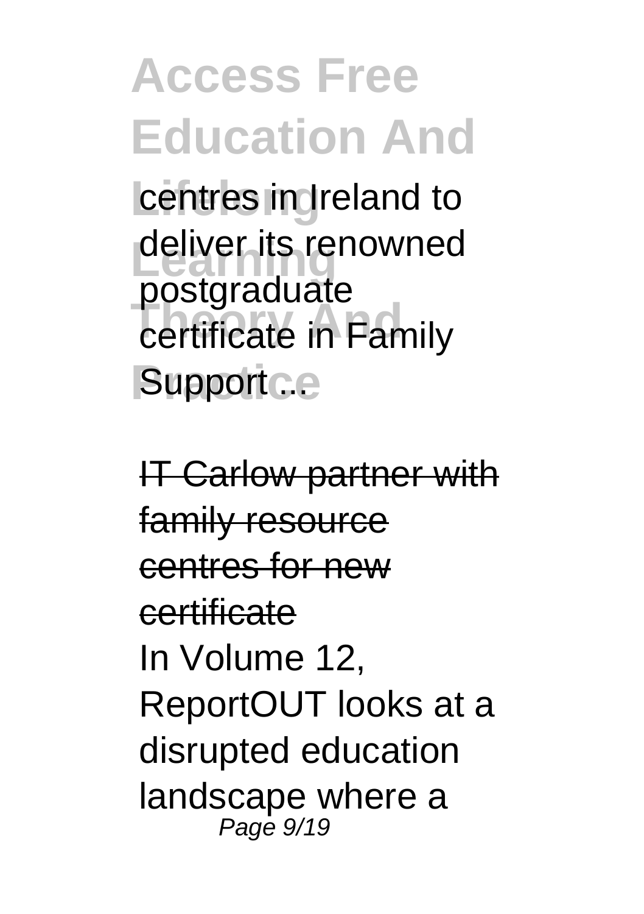centres in Ireland to deliver its renowned postgraduate certificate in Family Support ...

IT Carlow partner with family resource centres for new certificate

In Volume 12, ReportOUT looks at a disrupted education landscape where a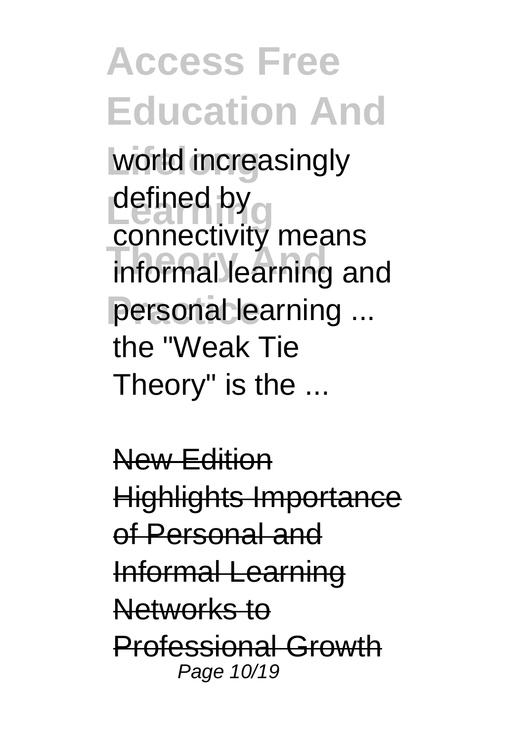world increasingly defined by connectivity means informal learning and personal learning ... the "Weak Tie Theory" is the ...

New Edition Highlights Importance of Personal and Informal Learning Networks to Professional Growth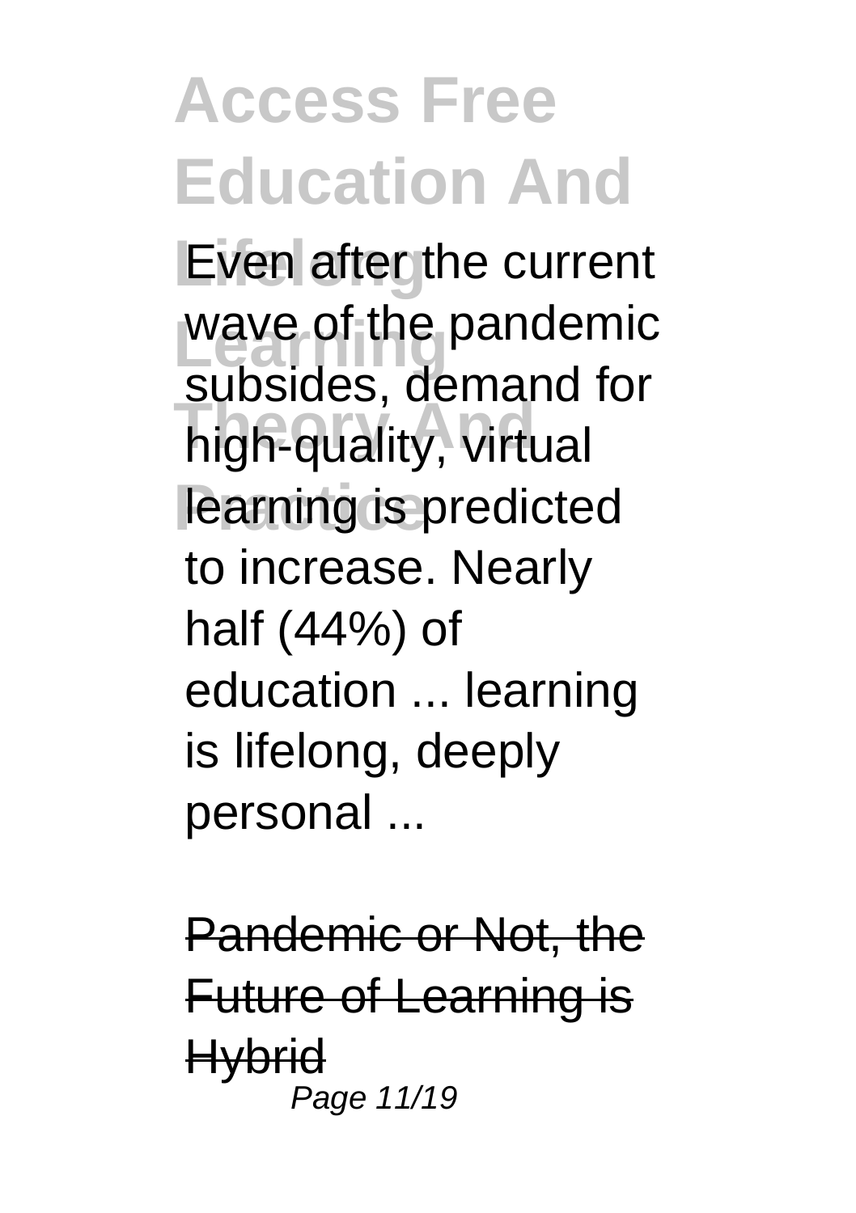Even after the current wave of the pandemic subsides, demand for high-quality, virtual learning is predicted to increase. Nearly half (44%) of education ... learning is lifelong, deeply personal ...

Pandemic or Not, the Future of Learning is Hybrid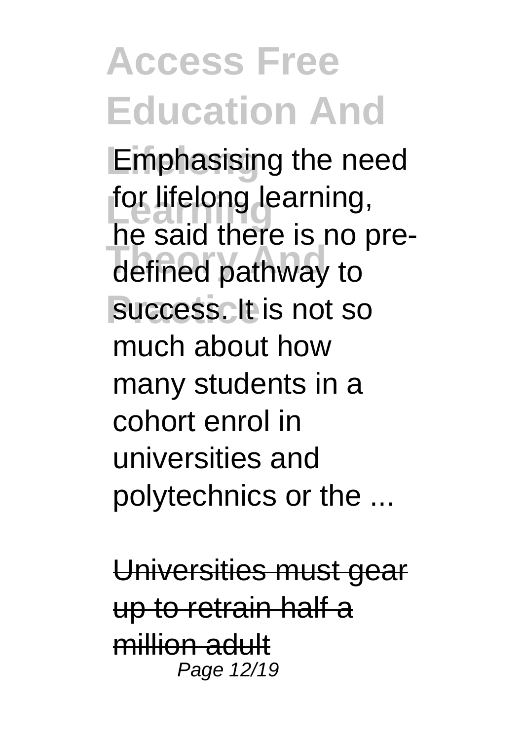Emphasising the need for lifelong learning, he said there is no pre-defined pathway to success. It is not so much about how many students in a cohort enrol in universities and polytechnics or the ...

Universities must gear up to retrain half a million adult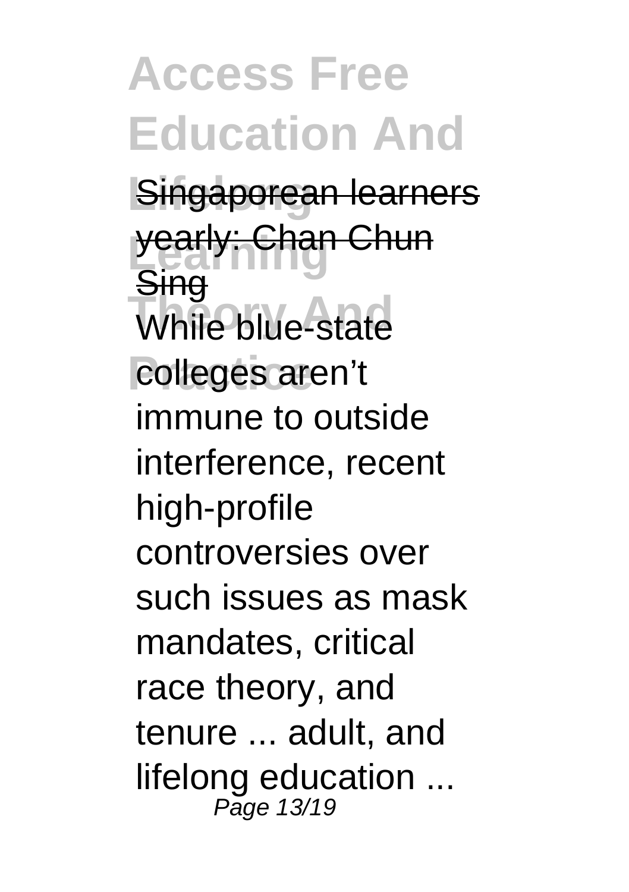Singaporean learners yearly: Chan Chun Sing

While blue-state colleges aren’t immune to outside interference, recent high-profile controversies over such issues as mask mandates, critical race theory, and tenure ... adult, and lifelong education ...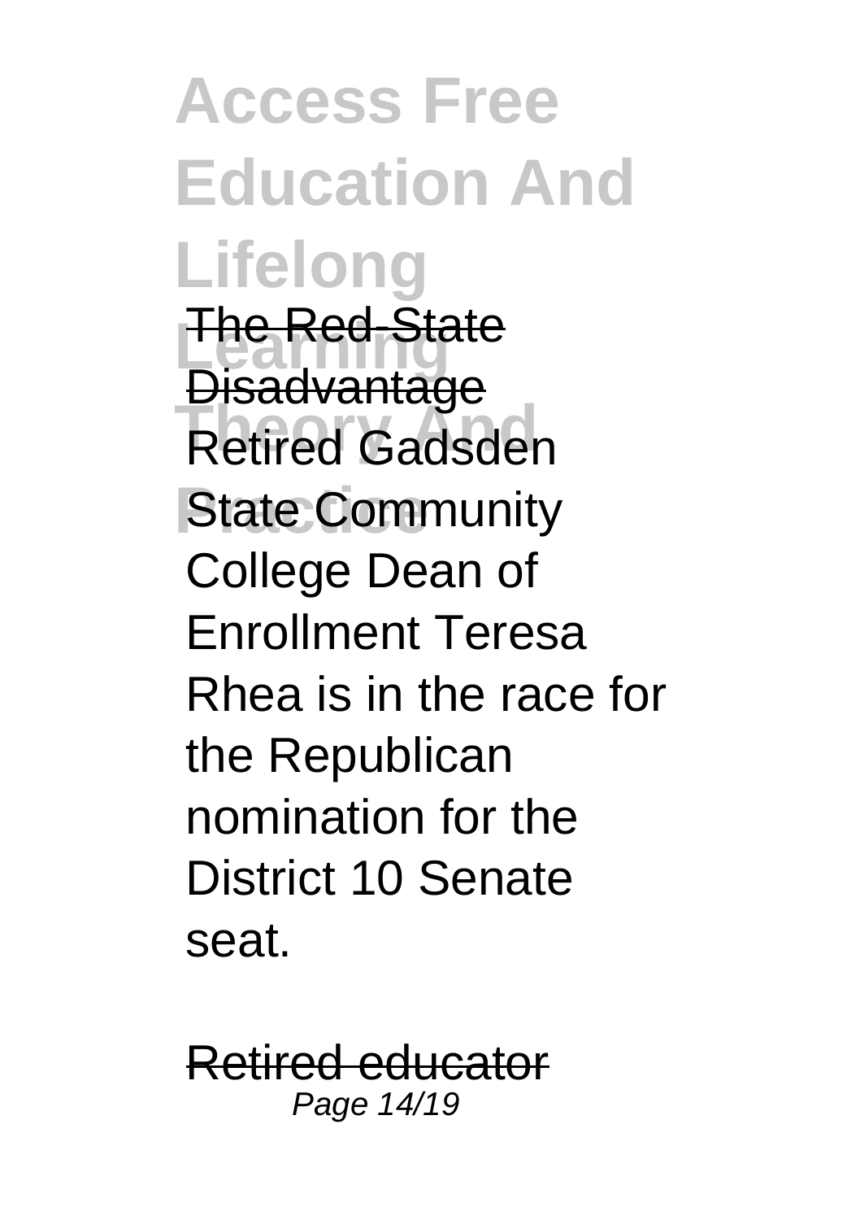The Red-State Disadvantage

Retired Gadsden State Community College Dean of Enrollment Teresa Rhea is in the race for the Republican nomination for the District 10 Senate seat.

Retired educator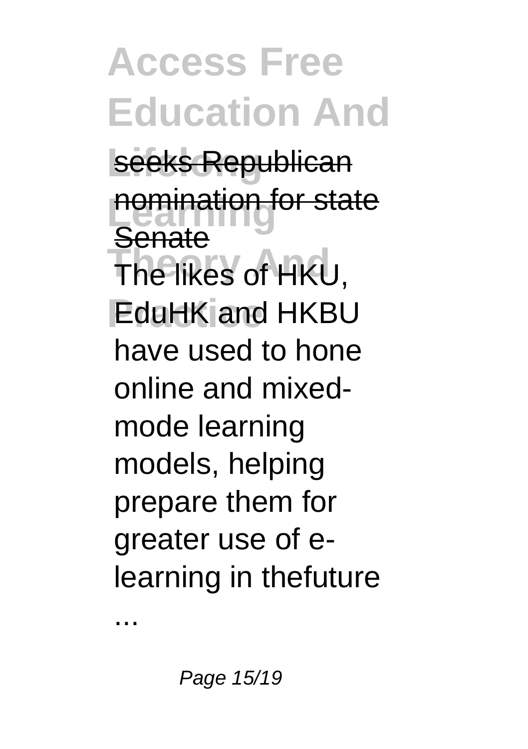seeks Republican nomination for state Senate

The likes of HKU, EduHK and HKBU have used to hone online and mixed-mode learning models, helping prepare them for greater use of e-learning in thefuture ...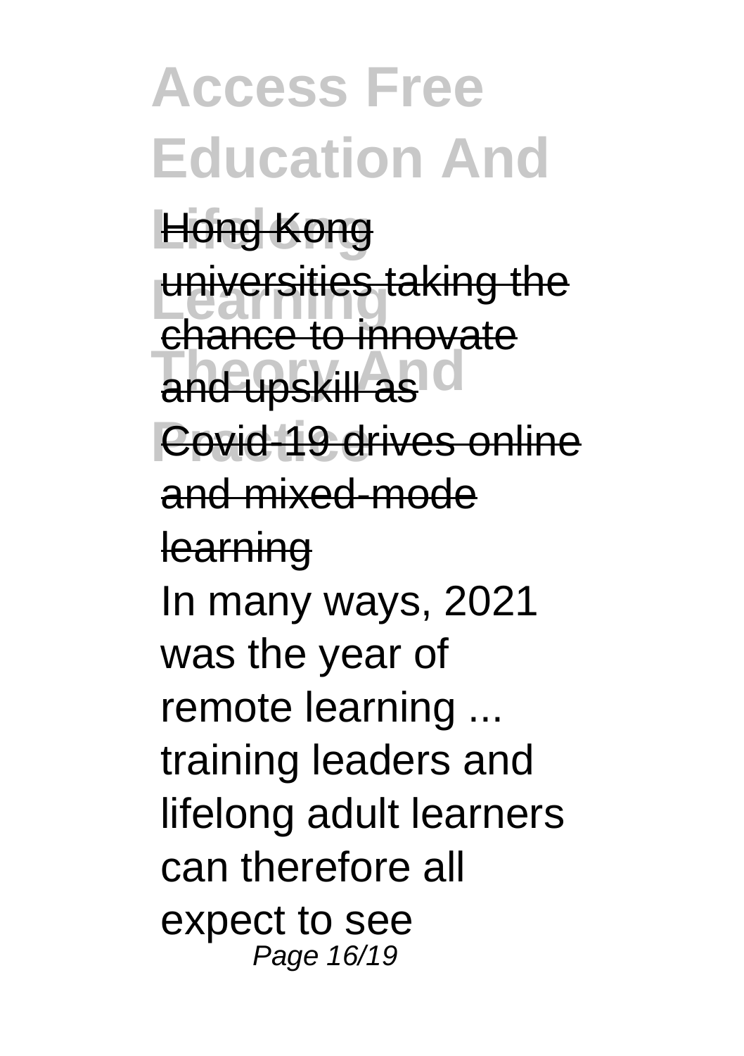Hong Kong universities taking the chance to innovate and upskill as Covid-19 drives online and mixed-mode learning

In many ways, 2021 was the year of remote learning ... training leaders and lifelong adult learners can therefore all expect to see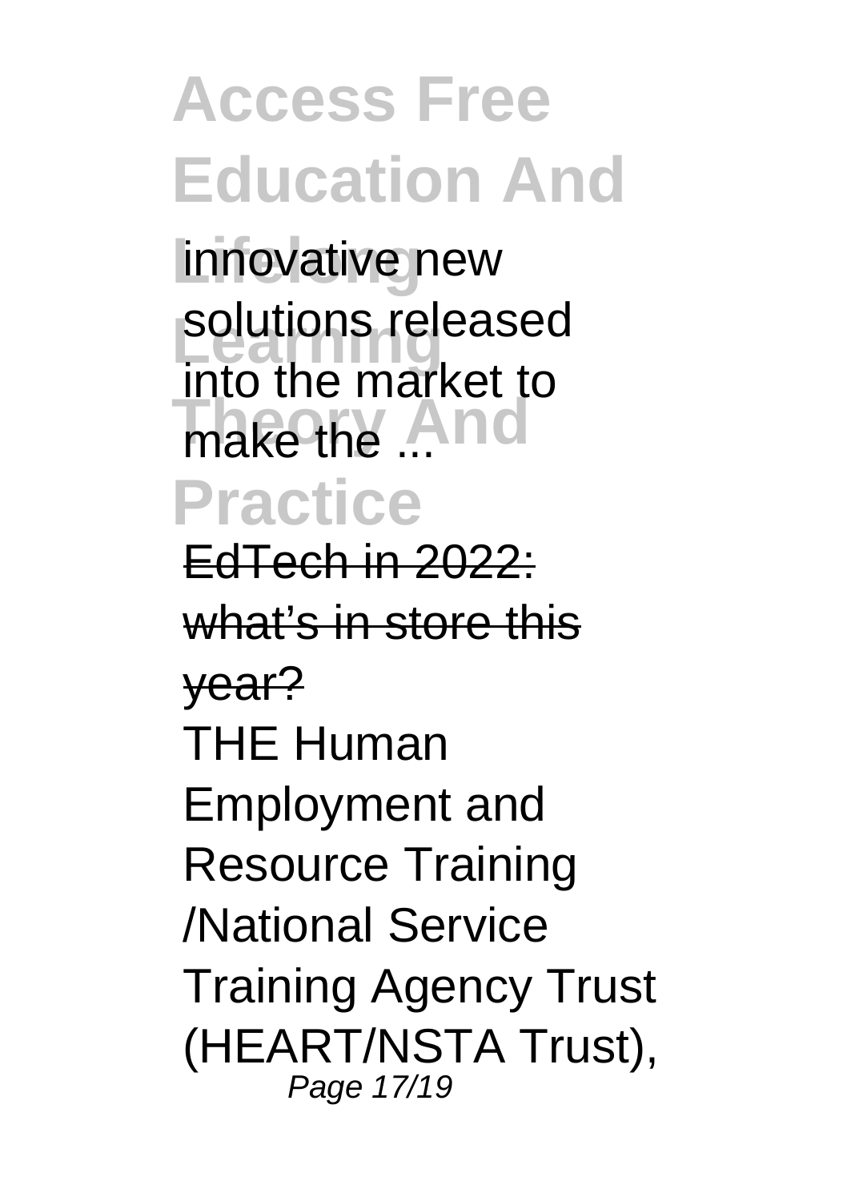innovative new solutions released into the market to make the ...

EdTech in 2022: what's in store this year?

THE Human Employment and Resource Training /National Service Training Agency Trust (HEART/NSTA Trust),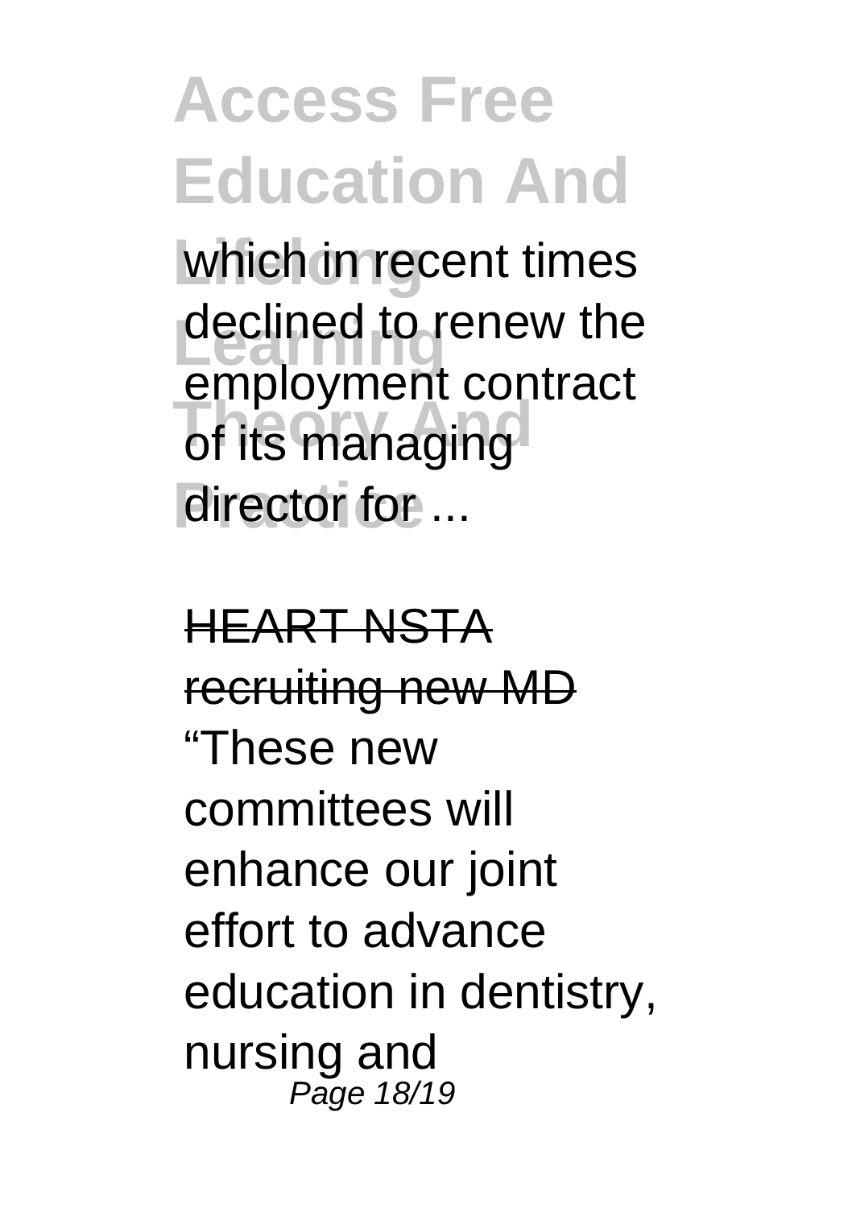which in recent times declined to renew the employment contract of its managing director for ...

HEART NSTA recruiting new MD

“These new committees will enhance our joint effort to advance education in dentistry, nursing and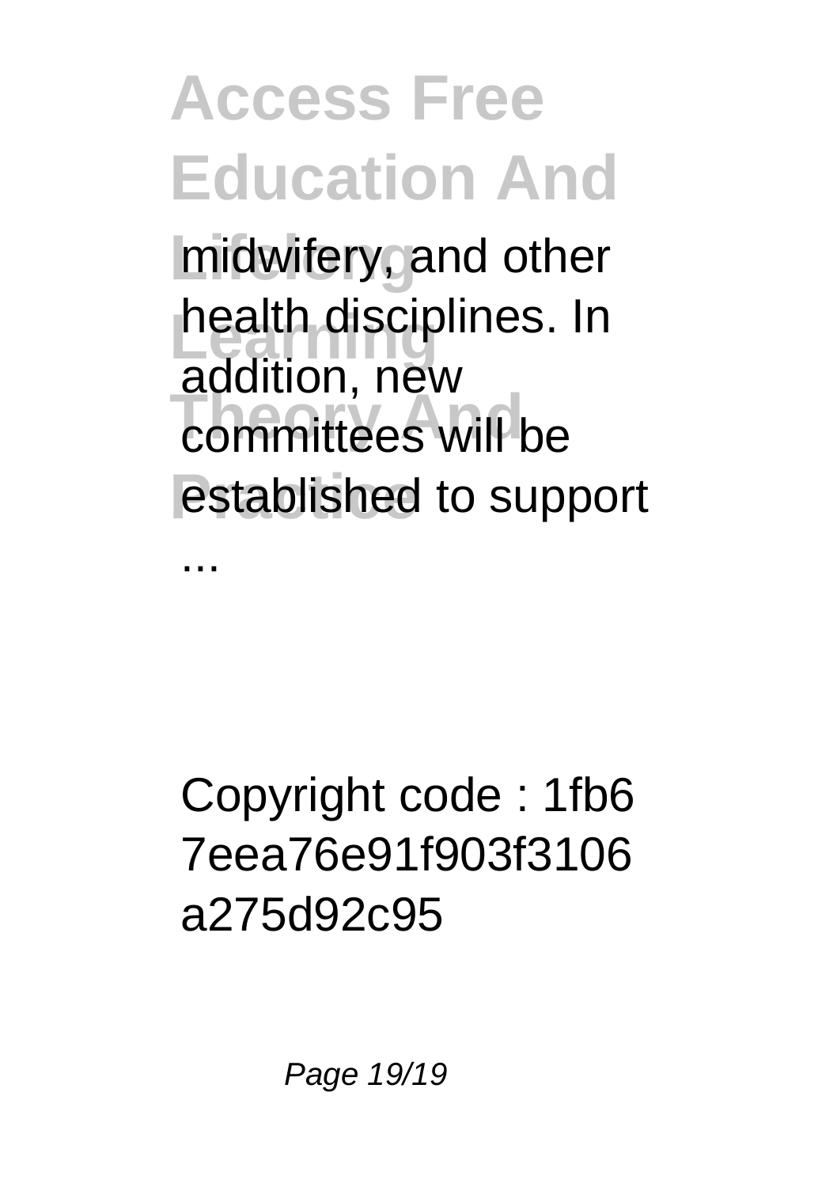midwifery, and other health disciplines. In addition, new committees will be established to support ...

Copyright code : 1fb67eea76e91f903f3106a275d92c95